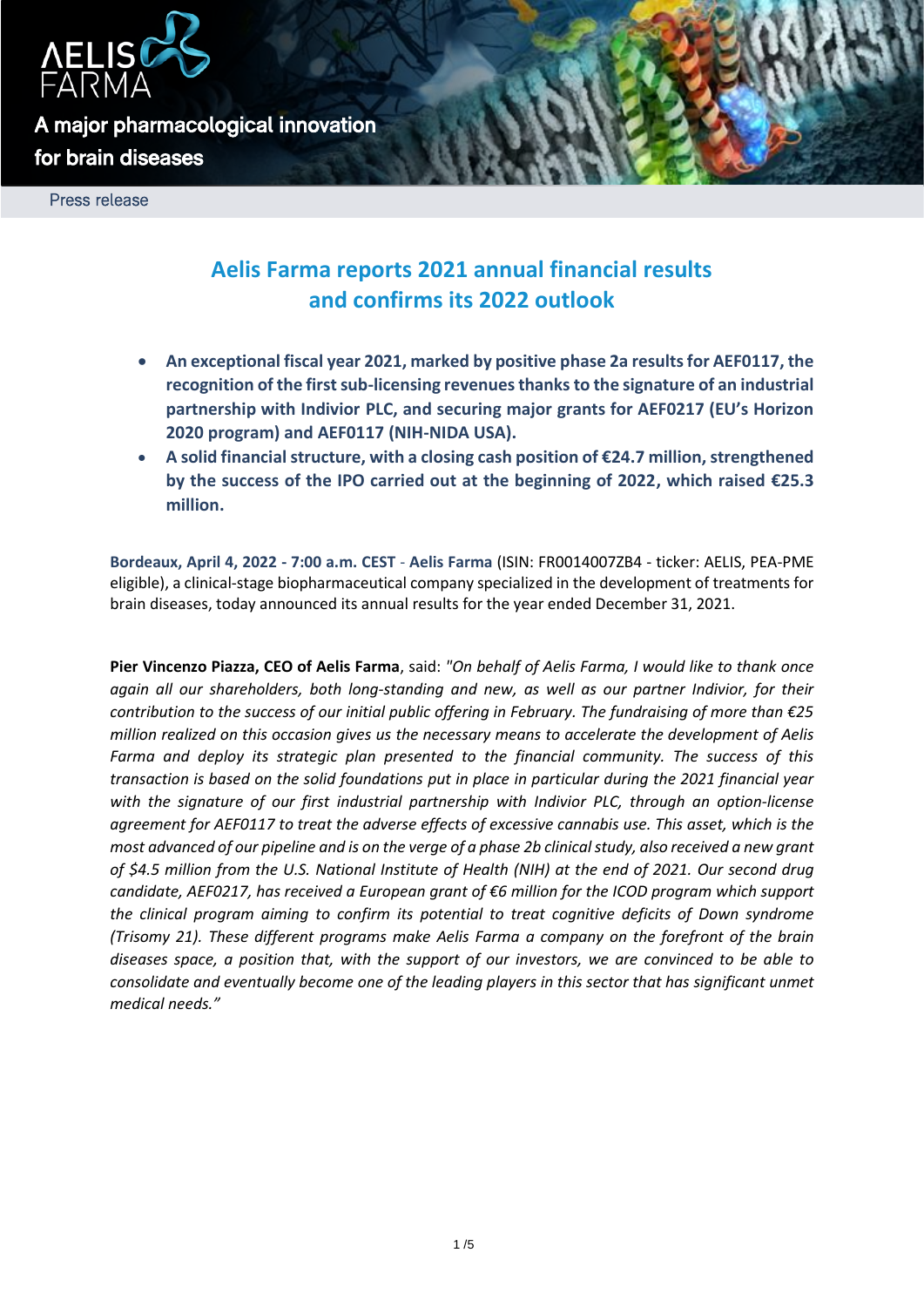A major pharmacological innovation for brain diseases

Press release

# Aelis Farma reports 2021 annual financial results and confirms its 2022 outlook

- **An exceptional fiscal year 2021, marked by positive phase 2a results for AEF0117, the recognition of the first sub-licensing revenues thanks to the signature of an industrial partnership with Indivior PLC, and securing major grants for AEF0217 (EU's Horizon 2020 program) and AEF0117 (NIH-NIDA USA).**
- **A solid financial structure, with a closing cash position of €24.7 million, strengthened by the success of the IPO carried out at the beginning of 2022, which raised €25.3 million.**

**Bordeaux, April 4, 2022 - 7:00 a.m. CEST** - **Aelis Farma** (ISIN: FR0014007ZB4 - ticker: AELIS, PEA-PME eligible), a clinical-stage biopharmaceutical company specialized in the development of treatments for brain diseases, today announced its annual results for the year ended December 31, 2021.

**Pier Vincenzo Piazza, CEO of Aelis Farma**, said: *"On behalf of Aelis Farma, I would like to thank once again all our shareholders, both long-standing and new, as well as our partner Indivior, for their contribution to the success of our initial public offering in February. The fundraising of more than €25 million realized on this occasion gives us the necessary means to accelerate the development of Aelis Farma and deploy its strategic plan presented to the financial community. The success of this transaction is based on the solid foundations put in place in particular during the 2021 financial year with the signature of our first industrial partnership with Indivior PLC, through an option-license agreement for AEF0117 to treat the adverse effects of excessive cannabis use. This asset, which is the most advanced of our pipeline and is on the verge of a phase 2b clinical study, also received a new grant of $4.5 million from the U.S. National Institute of Health (NIH) at the end of 2021. Our second drug candidate, AEF0217, has received a European grant of €6 million for the ICOD program which support the clinical program aiming to confirm its potential to treat cognitive deficits of Down syndrome (Trisomy 21). These different programs make Aelis Farma a company on the forefront of the brain diseases space, a position that, with the support of our investors, we are convinced to be able to consolidate and eventually become one of the leading players in this sector that has significant unmet medical needs."*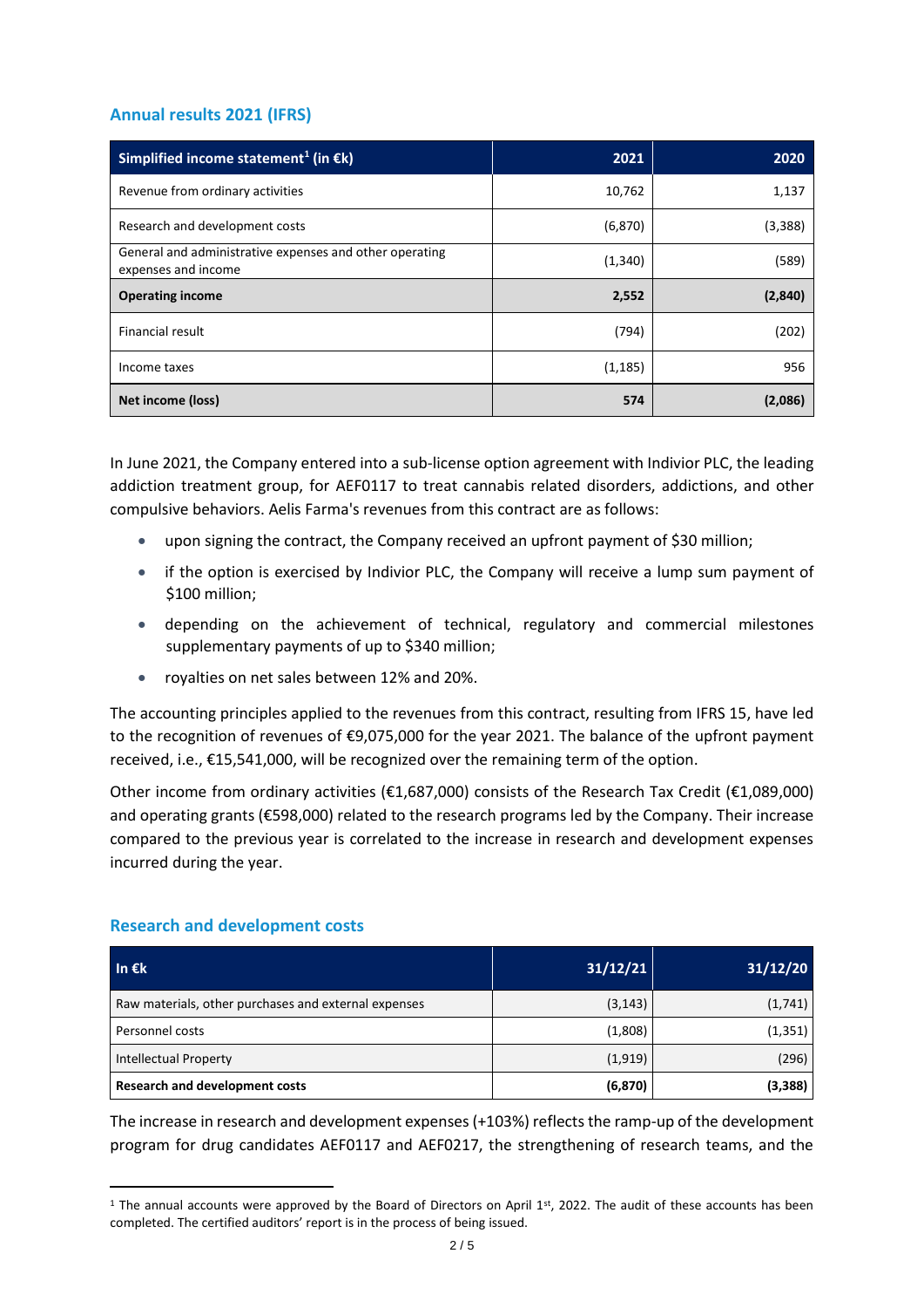## Annual results 2021 (IFRS)

| Simplified income statement[1] (in €k) | 2021 | 2020 |
|---|---|---|
| Revenue from ordinary activities | 10,762 | 1,137 |
| Research and development costs | (6,870) | (3,388) |
| General and administrative expenses and other operating expenses and income | (1,340) | (589) |
| **Operating income** | **2,552** | **(2,840)** |
| Financial result | (794) | (202) |
| Income taxes | (1,185) | 956 |
| **Net income (loss)** | **574** | **(2,086)** |

In June 2021, the Company entered into a sub-license option agreement with Indivior PLC, the leading addiction treatment group, for AEF0117 to treat cannabis related disorders, addictions, and other compulsive behaviors. Aelis Farma's revenues from this contract are as follows:

- upon signing the contract, the Company received an upfront payment of $30 million;
- if the option is exercised by Indivior PLC, the Company will receive a lump sum payment of $100 million;
- depending on the achievement of technical, regulatory and commercial milestones supplementary payments of up to $340 million;
- royalties on net sales between 12% and 20%.

The accounting principles applied to the revenues from this contract, resulting from IFRS 15, have led to the recognition of revenues of €9,075,000 for the year 2021. The balance of the upfront payment received, i.e., €15,541,000, will be recognized over the remaining term of the option.

Other income from ordinary activities (€1,687,000) consists of the Research Tax Credit (€1,089,000) and operating grants (€598,000) related to the research programs led by the Company. Their increase compared to the previous year is correlated to the increase in research and development expenses incurred during the year.

## Research and development costs

| In €k | 31/12/21 | 31/12/20 |
|---|---|---|
| Raw materials, other purchases and external expenses | (3,143) | (1,741) |
| Personnel costs | (1,808) | (1,351) |
| Intellectual Property | (1,919) | (296) |
| **Research and development costs** | **(6,870)** | **(3,388)** |

The increase in research and development expenses (+103%) reflects the ramp-up of the development program for drug candidates AEF0117 and AEF0217, the strengthening of research teams, and the

[1] The annual accounts were approved by the Board of Directors on April 1st, 2022. The audit of these accounts has been completed. The certified auditors' report is in the process of being issued.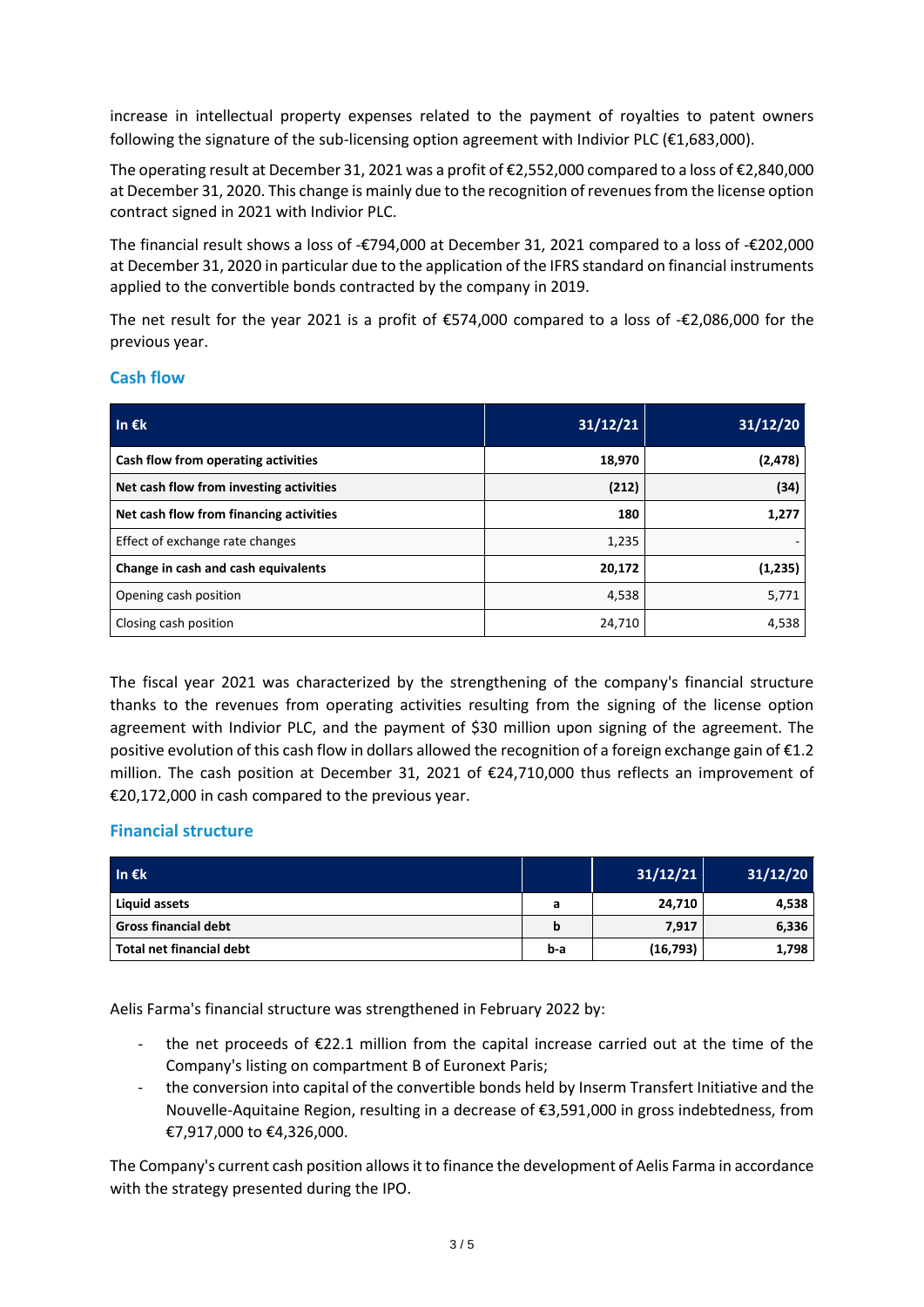increase in intellectual property expenses related to the payment of royalties to patent owners following the signature of the sub-licensing option agreement with Indivior PLC (€1,683,000).

The operating result at December 31, 2021 was a profit of €2,552,000 compared to a loss of €2,840,000 at December 31, 2020. This change is mainly due to the recognition of revenues from the license option contract signed in 2021 with Indivior PLC.

The financial result shows a loss of -€794,000 at December 31, 2021 compared to a loss of -€202,000 at December 31, 2020 in particular due to the application of the IFRS standard on financial instruments applied to the convertible bonds contracted by the company in 2019.

The net result for the year 2021 is a profit of €574,000 compared to a loss of -€2,086,000 for the previous year.

## Cash flow

| In €k | 31/12/21 | 31/12/20 |
|---|---|---|
| **Cash flow from operating activities** | **18,970** | **(2,478)** |
| **Net cash flow from investing activities** | **(212)** | **(34)** |
| **Net cash flow from financing activities** | **180** | **1,277** |
| Effect of exchange rate changes | 1,235 | - |
| **Change in cash and cash equivalents** | **20,172** | **(1,235)** |
| Opening cash position | 4,538 | 5,771 |
| Closing cash position | 24,710 | 4,538 |

The fiscal year 2021 was characterized by the strengthening of the company's financial structure thanks to the revenues from operating activities resulting from the signing of the license option agreement with Indivior PLC, and the payment of $30 million upon signing of the agreement. The positive evolution of this cash flow in dollars allowed the recognition of a foreign exchange gain of €1.2 million. The cash position at December 31, 2021 of €24,710,000 thus reflects an improvement of €20,172,000 in cash compared to the previous year.

## Financial structure

| In €k | | 31/12/21 | 31/12/20 |
|---|---|---|---|
| **Liquid assets** | **a** | **24,710** | **4,538** |
| **Gross financial debt** | **b** | **7,917** | **6,336** |
| **Total net financial debt** | **b-a** | **(16,793)** | **1,798** |

Aelis Farma's financial structure was strengthened in February 2022 by:

- the net proceeds of €22.1 million from the capital increase carried out at the time of the Company's listing on compartment B of Euronext Paris;
- the conversion into capital of the convertible bonds held by Inserm Transfert Initiative and the Nouvelle-Aquitaine Region, resulting in a decrease of €3,591,000 in gross indebtedness, from €7,917,000 to €4,326,000.

The Company's current cash position allows it to finance the development of Aelis Farma in accordance with the strategy presented during the IPO.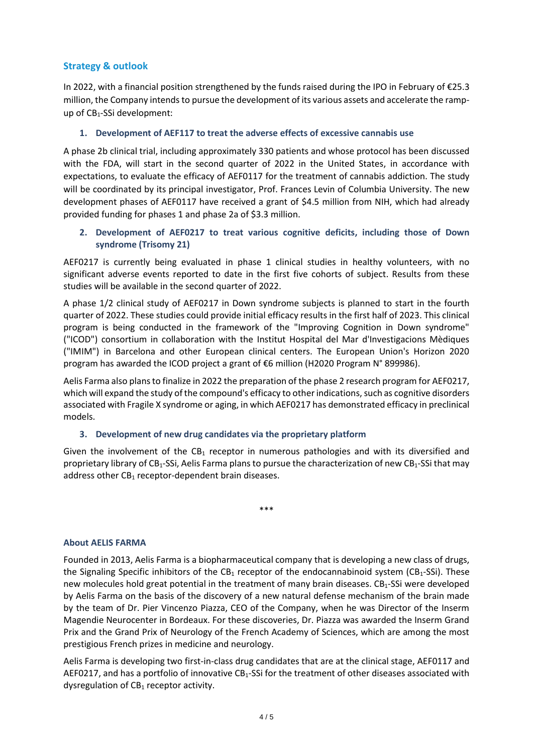## Strategy & outlook

In 2022, with a financial position strengthened by the funds raised during the IPO in February of €25.3 million, the Company intends to pursue the development of its various assets and accelerate the ramp-up of $CB_1$-SSi development:

### 1. Development of AEF117 to treat the adverse effects of excessive cannabis use

A phase 2b clinical trial, including approximately 330 patients and whose protocol has been discussed with the FDA, will start in the second quarter of 2022 in the United States, in accordance with expectations, to evaluate the efficacy of AEF0117 for the treatment of cannabis addiction. The study will be coordinated by its principal investigator, Prof. Frances Levin of Columbia University. The new development phases of AEF0117 have received a grant of $4.5 million from NIH, which had already provided funding for phases 1 and phase 2a of $3.3 million.

### 2. Development of AEF0217 to treat various cognitive deficits, including those of Down syndrome (Trisomy 21)

AEF0217 is currently being evaluated in phase 1 clinical studies in healthy volunteers, with no significant adverse events reported to date in the first five cohorts of subject. Results from these studies will be available in the second quarter of 2022.

A phase 1/2 clinical study of AEF0217 in Down syndrome subjects is planned to start in the fourth quarter of 2022. These studies could provide initial efficacy results in the first half of 2023. This clinical program is being conducted in the framework of the "Improving Cognition in Down syndrome" ("ICOD") consortium in collaboration with the Institut Hospital del Mar d'Investigacions Mèdiques ("IMIM") in Barcelona and other European clinical centers. The European Union's Horizon 2020 program has awarded the ICOD project a grant of €6 million (H2020 Program N° 899986).

Aelis Farma also plans to finalize in 2022 the preparation of the phase 2 research program for AEF0217, which will expand the study of the compound's efficacy to other indications, such as cognitive disorders associated with Fragile X syndrome or aging, in which AEF0217 has demonstrated efficacy in preclinical models.

### 3. Development of new drug candidates via the proprietary platform

Given the involvement of the $CB_1$ receptor in numerous pathologies and with its diversified and proprietary library of $CB_1$-SSi, Aelis Farma plans to pursue the characterization of new $CB_1$-SSi that may address other $CB_1$ receptor-dependent brain diseases.

\*\*\*

**About AELIS FARMA**

Founded in 2013, Aelis Farma is a biopharmaceutical company that is developing a new class of drugs, the Signaling Specific inhibitors of the $CB_1$ receptor of the endocannabinoid system ($CB_1$-SSi). These new molecules hold great potential in the treatment of many brain diseases. $CB_1$-SSi were developed by Aelis Farma on the basis of the discovery of a new natural defense mechanism of the brain made by the team of Dr. Pier Vincenzo Piazza, CEO of the Company, when he was Director of the Inserm Magendie Neurocenter in Bordeaux. For these discoveries, Dr. Piazza was awarded the Inserm Grand Prix and the Grand Prix of Neurology of the French Academy of Sciences, which are among the most prestigious French prizes in medicine and neurology.

Aelis Farma is developing two first-in-class drug candidates that are at the clinical stage, AEF0117 and AEF0217, and has a portfolio of innovative $CB_1$-SSi for the treatment of other diseases associated with dysregulation of $CB_1$ receptor activity.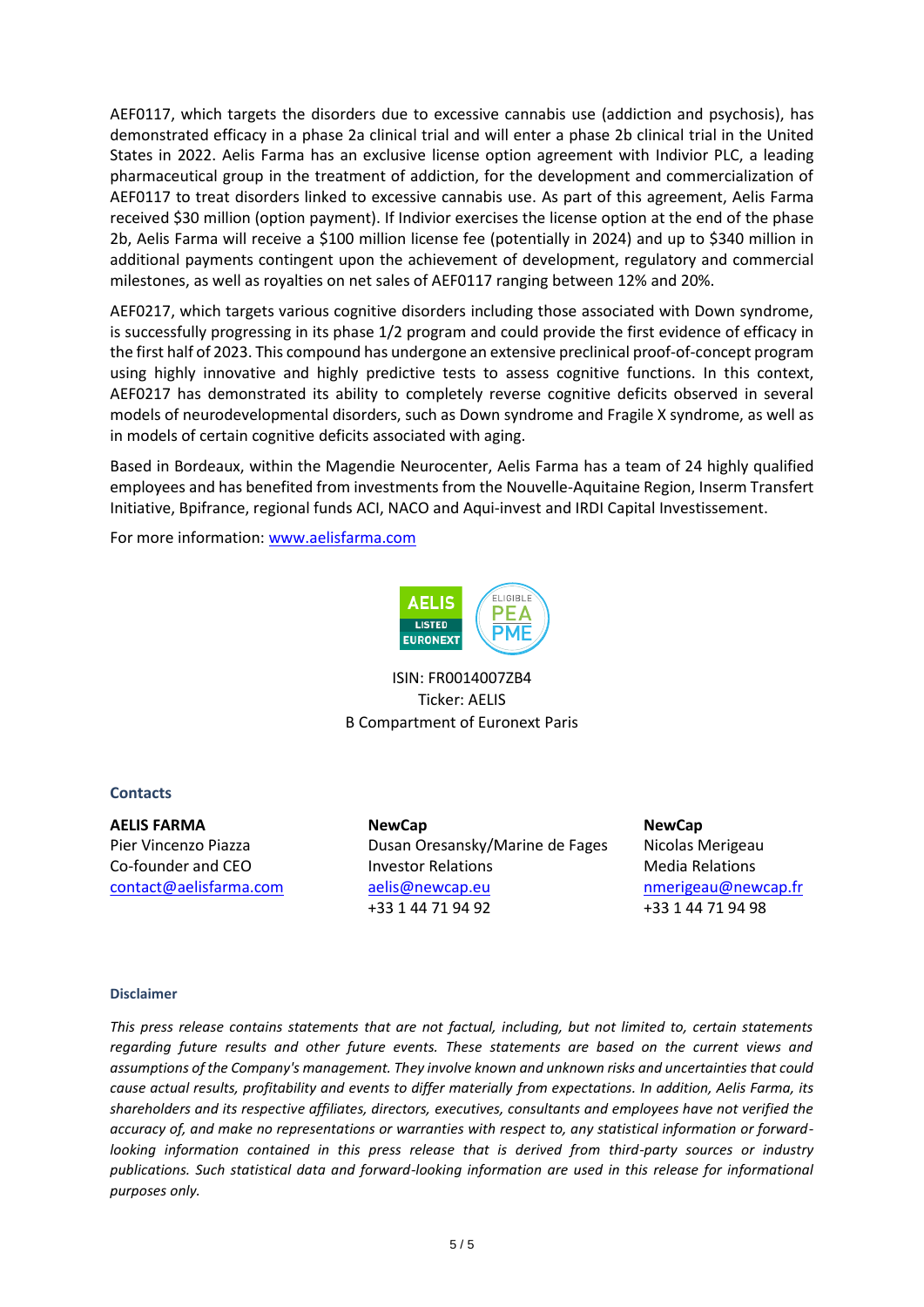AEF0117, which targets the disorders due to excessive cannabis use (addiction and psychosis), has demonstrated efficacy in a phase 2a clinical trial and will enter a phase 2b clinical trial in the United States in 2022. Aelis Farma has an exclusive license option agreement with Indivior PLC, a leading pharmaceutical group in the treatment of addiction, for the development and commercialization of AEF0117 to treat disorders linked to excessive cannabis use. As part of this agreement, Aelis Farma received $30 million (option payment). If Indivior exercises the license option at the end of the phase 2b, Aelis Farma will receive a $100 million license fee (potentially in 2024) and up to $340 million in additional payments contingent upon the achievement of development, regulatory and commercial milestones, as well as royalties on net sales of AEF0117 ranging between 12% and 20%.

AEF0217, which targets various cognitive disorders including those associated with Down syndrome, is successfully progressing in its phase 1/2 program and could provide the first evidence of efficacy in the first half of 2023. This compound has undergone an extensive preclinical proof-of-concept program using highly innovative and highly predictive tests to assess cognitive functions. In this context, AEF0217 has demonstrated its ability to completely reverse cognitive deficits observed in several models of neurodevelopmental disorders, such as Down syndrome and Fragile X syndrome, as well as in models of certain cognitive deficits associated with aging.

Based in Bordeaux, within the Magendie Neurocenter, Aelis Farma has a team of 24 highly qualified employees and has benefited from investments from the Nouvelle-Aquitaine Region, Inserm Transfert Initiative, Bpifrance, regional funds ACI, NACO and Aqui-invest and IRDI Capital Investissement.

For more information: www.aelisfarma.com

AELIS LISTED EURONEXT — ELIGIBLE PEA PME

ISIN: FR0014007ZB4
Ticker: AELIS
B Compartment of Euronext Paris

### Contacts

**AELIS FARMA**
Pier Vincenzo Piazza
Co-founder and CEO
contact@aelisfarma.com

**NewCap**
Dusan Oresansky/Marine de Fages
Investor Relations
aelis@newcap.eu
+33 1 44 71 94 92

**NewCap**
Nicolas Merigeau
Media Relations
nmerigeau@newcap.fr
+33 1 44 71 94 98

### Disclaimer

*This press release contains statements that are not factual, including, but not limited to, certain statements regarding future results and other future events. These statements are based on the current views and assumptions of the Company's management. They involve known and unknown risks and uncertainties that could cause actual results, profitability and events to differ materially from expectations. In addition, Aelis Farma, its shareholders and its respective affiliates, directors, executives, consultants and employees have not verified the accuracy of, and make no representations or warranties with respect to, any statistical information or forward-looking information contained in this press release that is derived from third-party sources or industry publications. Such statistical data and forward-looking information are used in this release for informational purposes only.*